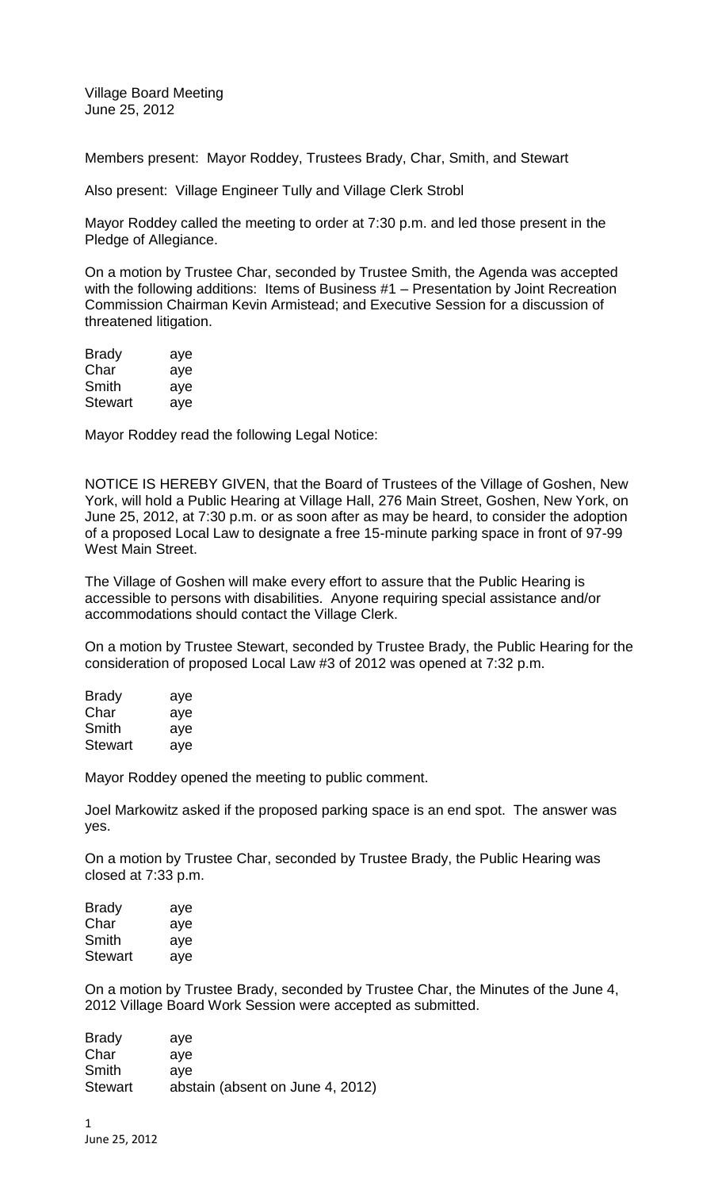Village Board Meeting
June 25, 2012

Members present: Mayor Roddey, Trustees Brady, Char, Smith, and Stewart

Also present: Village Engineer Tully and Village Clerk Strobl

Mayor Roddey called the meeting to order at 7:30 p.m. and led those present in the Pledge of Allegiance.

On a motion by Trustee Char, seconded by Trustee Smith, the Agenda was accepted with the following additions: Items of Business #1 – Presentation by Joint Recreation Commission Chairman Kevin Armistead; and Executive Session for a discussion of threatened litigation.

| | |
|---|---|
| Brady | aye |
| Char | aye |
| Smith | aye |
| Stewart | aye |

Mayor Roddey read the following Legal Notice:

NOTICE IS HEREBY GIVEN, that the Board of Trustees of the Village of Goshen, New York, will hold a Public Hearing at Village Hall, 276 Main Street, Goshen, New York, on June 25, 2012, at 7:30 p.m. or as soon after as may be heard, to consider the adoption of a proposed Local Law to designate a free 15-minute parking space in front of 97-99 West Main Street.

The Village of Goshen will make every effort to assure that the Public Hearing is accessible to persons with disabilities. Anyone requiring special assistance and/or accommodations should contact the Village Clerk.

On a motion by Trustee Stewart, seconded by Trustee Brady, the Public Hearing for the consideration of proposed Local Law #3 of 2012 was opened at 7:32 p.m.

| | |
|---|---|
| Brady | aye |
| Char | aye |
| Smith | aye |
| Stewart | aye |

Mayor Roddey opened the meeting to public comment.

Joel Markowitz asked if the proposed parking space is an end spot. The answer was yes.

On a motion by Trustee Char, seconded by Trustee Brady, the Public Hearing was closed at 7:33 p.m.

| | |
|---|---|
| Brady | aye |
| Char | aye |
| Smith | aye |
| Stewart | aye |

On a motion by Trustee Brady, seconded by Trustee Char, the Minutes of the June 4, 2012 Village Board Work Session were accepted as submitted.

| | |
|---|---|
| Brady | aye |
| Char | aye |
| Smith | aye |
| Stewart | abstain (absent on June 4, 2012) |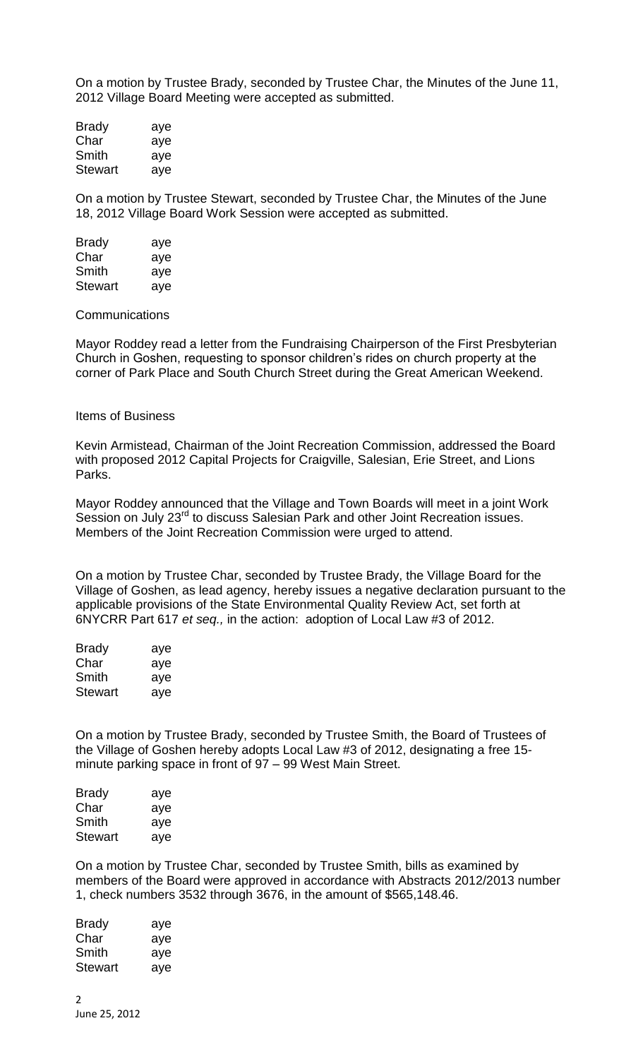On a motion by Trustee Brady, seconded by Trustee Char, the Minutes of the June 11, 2012 Village Board Meeting were accepted as submitted.

| | |
|---|---|
| Brady | aye |
| Char | aye |
| Smith | aye |
| Stewart | aye |

On a motion by Trustee Stewart, seconded by Trustee Char, the Minutes of the June 18, 2012 Village Board Work Session were accepted as submitted.

| | |
|---|---|
| Brady | aye |
| Char | aye |
| Smith | aye |
| Stewart | aye |

Communications

Mayor Roddey read a letter from the Fundraising Chairperson of the First Presbyterian Church in Goshen, requesting to sponsor children's rides on church property at the corner of Park Place and South Church Street during the Great American Weekend.

Items of Business

Kevin Armistead, Chairman of the Joint Recreation Commission, addressed the Board with proposed 2012 Capital Projects for Craigville, Salesian, Erie Street, and Lions Parks.

Mayor Roddey announced that the Village and Town Boards will meet in a joint Work Session on July 23rd to discuss Salesian Park and other Joint Recreation issues. Members of the Joint Recreation Commission were urged to attend.

On a motion by Trustee Char, seconded by Trustee Brady, the Village Board for the Village of Goshen, as lead agency, hereby issues a negative declaration pursuant to the applicable provisions of the State Environmental Quality Review Act, set forth at 6NYCRR Part 617 *et seq.,* in the action: adoption of Local Law #3 of 2012.

| | |
|---|---|
| Brady | aye |
| Char | aye |
| Smith | aye |
| Stewart | aye |

On a motion by Trustee Brady, seconded by Trustee Smith, the Board of Trustees of the Village of Goshen hereby adopts Local Law #3 of 2012, designating a free 15-minute parking space in front of 97 – 99 West Main Street.

| | |
|---|---|
| Brady | aye |
| Char | aye |
| Smith | aye |
| Stewart | aye |

On a motion by Trustee Char, seconded by Trustee Smith, bills as examined by members of the Board were approved in accordance with Abstracts 2012/2013 number 1, check numbers 3532 through 3676, in the amount of $565,148.46.

| | |
|---|---|
| Brady | aye |
| Char | aye |
| Smith | aye |
| Stewart | aye |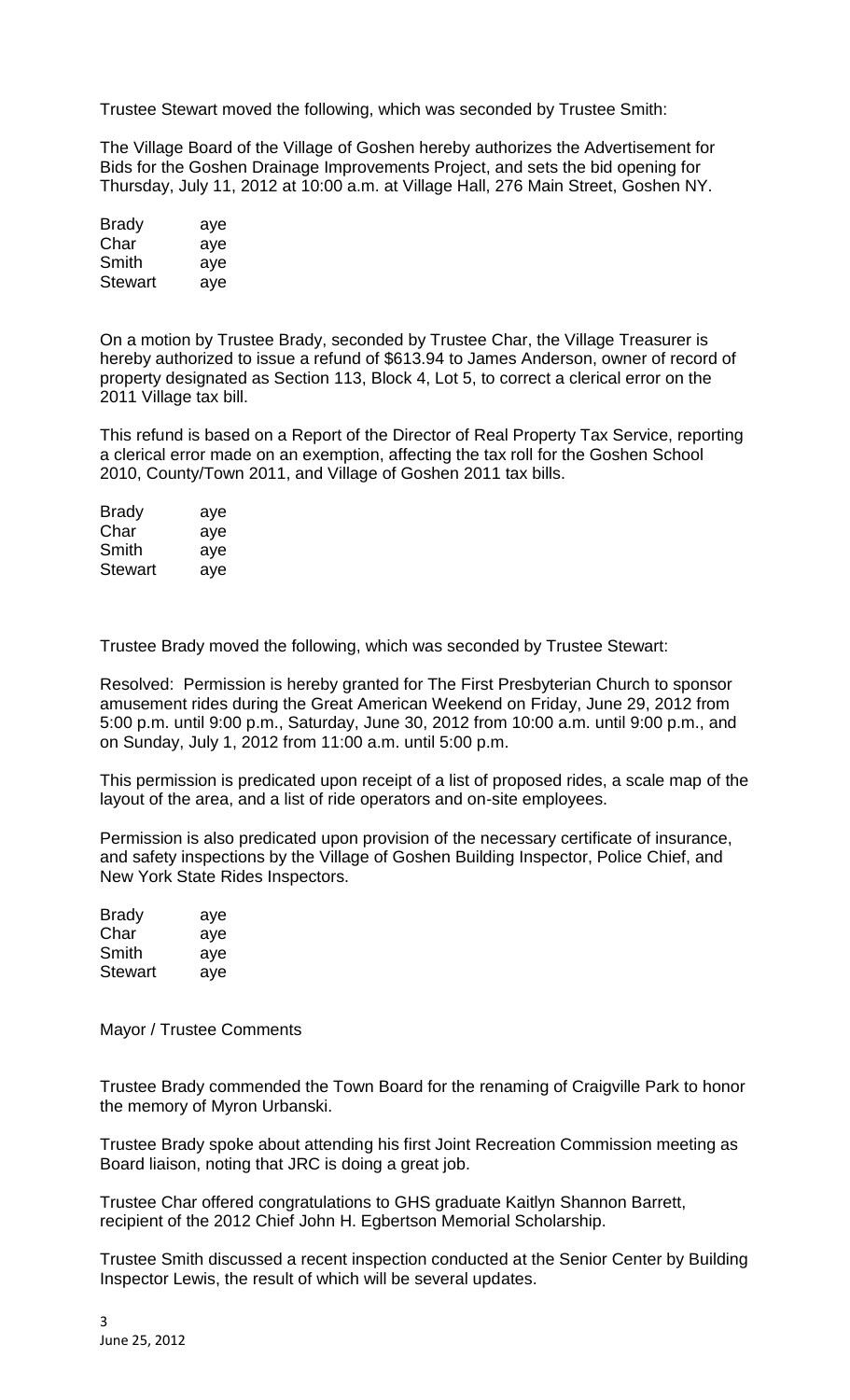Trustee Stewart moved the following, which was seconded by Trustee Smith:

The Village Board of the Village of Goshen hereby authorizes the Advertisement for Bids for the Goshen Drainage Improvements Project, and sets the bid opening for Thursday, July 11, 2012 at 10:00 a.m. at Village Hall, 276 Main Street, Goshen NY.

| | |
|---|---|
| Brady | aye |
| Char | aye |
| Smith | aye |
| Stewart | aye |

On a motion by Trustee Brady, seconded by Trustee Char, the Village Treasurer is hereby authorized to issue a refund of $613.94 to James Anderson, owner of record of property designated as Section 113, Block 4, Lot 5, to correct a clerical error on the 2011 Village tax bill.

This refund is based on a Report of the Director of Real Property Tax Service, reporting a clerical error made on an exemption, affecting the tax roll for the Goshen School 2010, County/Town 2011, and Village of Goshen 2011 tax bills.

| | |
|---|---|
| Brady | aye |
| Char | aye |
| Smith | aye |
| Stewart | aye |

Trustee Brady moved the following, which was seconded by Trustee Stewart:

Resolved: Permission is hereby granted for The First Presbyterian Church to sponsor amusement rides during the Great American Weekend on Friday, June 29, 2012 from 5:00 p.m. until 9:00 p.m., Saturday, June 30, 2012 from 10:00 a.m. until 9:00 p.m., and on Sunday, July 1, 2012 from 11:00 a.m. until 5:00 p.m.

This permission is predicated upon receipt of a list of proposed rides, a scale map of the layout of the area, and a list of ride operators and on-site employees.

Permission is also predicated upon provision of the necessary certificate of insurance, and safety inspections by the Village of Goshen Building Inspector, Police Chief, and New York State Rides Inspectors.

| | |
|---|---|
| Brady | aye |
| Char | aye |
| Smith | aye |
| Stewart | aye |

Mayor / Trustee Comments

Trustee Brady commended the Town Board for the renaming of Craigville Park to honor the memory of Myron Urbanski.

Trustee Brady spoke about attending his first Joint Recreation Commission meeting as Board liaison, noting that JRC is doing a great job.

Trustee Char offered congratulations to GHS graduate Kaitlyn Shannon Barrett, recipient of the 2012 Chief John H. Egbertson Memorial Scholarship.

Trustee Smith discussed a recent inspection conducted at the Senior Center by Building Inspector Lewis, the result of which will be several updates.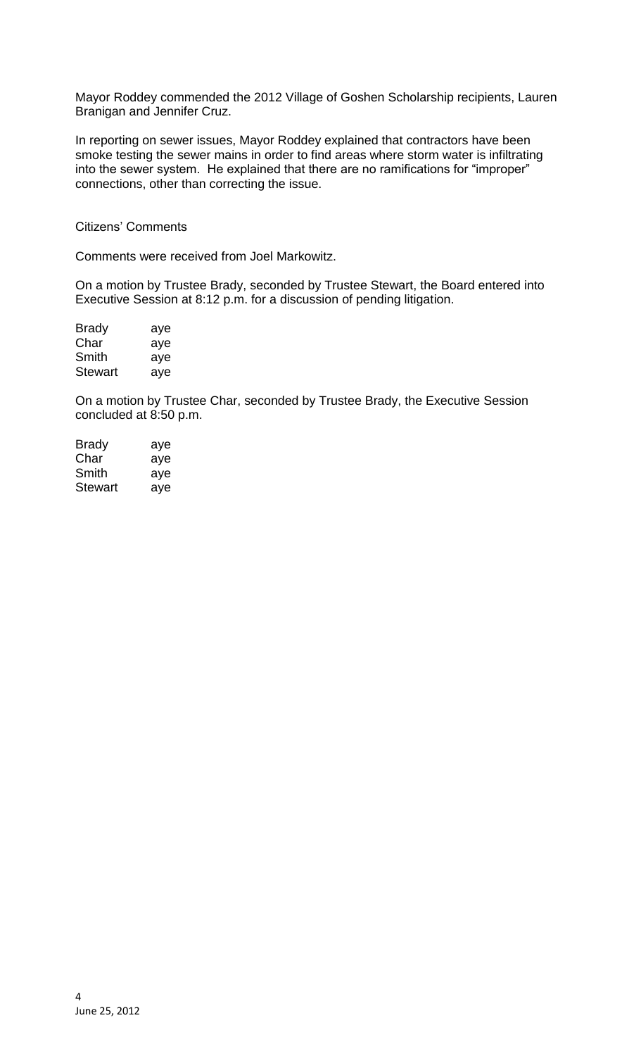Mayor Roddey commended the 2012 Village of Goshen Scholarship recipients, Lauren Branigan and Jennifer Cruz.

In reporting on sewer issues, Mayor Roddey explained that contractors have been smoke testing the sewer mains in order to find areas where storm water is infiltrating into the sewer system. He explained that there are no ramifications for "improper" connections, other than correcting the issue.

Citizens' Comments

Comments were received from Joel Markowitz.

On a motion by Trustee Brady, seconded by Trustee Stewart, the Board entered into Executive Session at 8:12 p.m. for a discussion of pending litigation.

| | |
|---|---|
| Brady | aye |
| Char | aye |
| Smith | aye |
| Stewart | aye |

On a motion by Trustee Char, seconded by Trustee Brady, the Executive Session concluded at 8:50 p.m.

| | |
|---|---|
| Brady | aye |
| Char | aye |
| Smith | aye |
| Stewart | aye |

June 25, 2012